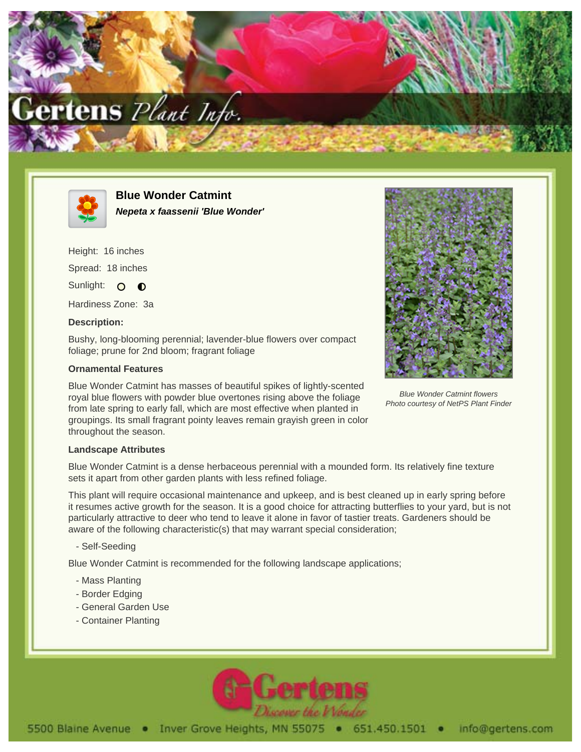# Blue Wonder Catmint

***Nepeta x faassenii 'Blue Wonder'***

Height: 16 inches

Spread: 18 inches

Sunlight: ○ ◐

Hardiness Zone: 3a

**Description:**

Bushy, long-blooming perennial; lavender-blue flowers over compact foliage; prune for 2nd bloom; fragrant foliage

*Blue Wonder Catmint flowers*
*Photo courtesy of NetPS Plant Finder*

### Ornamental Features

Blue Wonder Catmint has masses of beautiful spikes of lightly-scented royal blue flowers with powder blue overtones rising above the foliage from late spring to early fall, which are most effective when planted in groupings. Its small fragrant pointy leaves remain grayish green in color throughout the season.

### Landscape Attributes

Blue Wonder Catmint is a dense herbaceous perennial with a mounded form. Its relatively fine texture sets it apart from other garden plants with less refined foliage.

This plant will require occasional maintenance and upkeep, and is best cleaned up in early spring before it resumes active growth for the season. It is a good choice for attracting butterflies to your yard, but is not particularly attractive to deer who tend to leave it alone in favor of tastier treats. Gardeners should be aware of the following characteristic(s) that may warrant special consideration;

- Self-Seeding

Blue Wonder Catmint is recommended for the following landscape applications;

- Mass Planting
- Border Edging
- General Garden Use
- Container Planting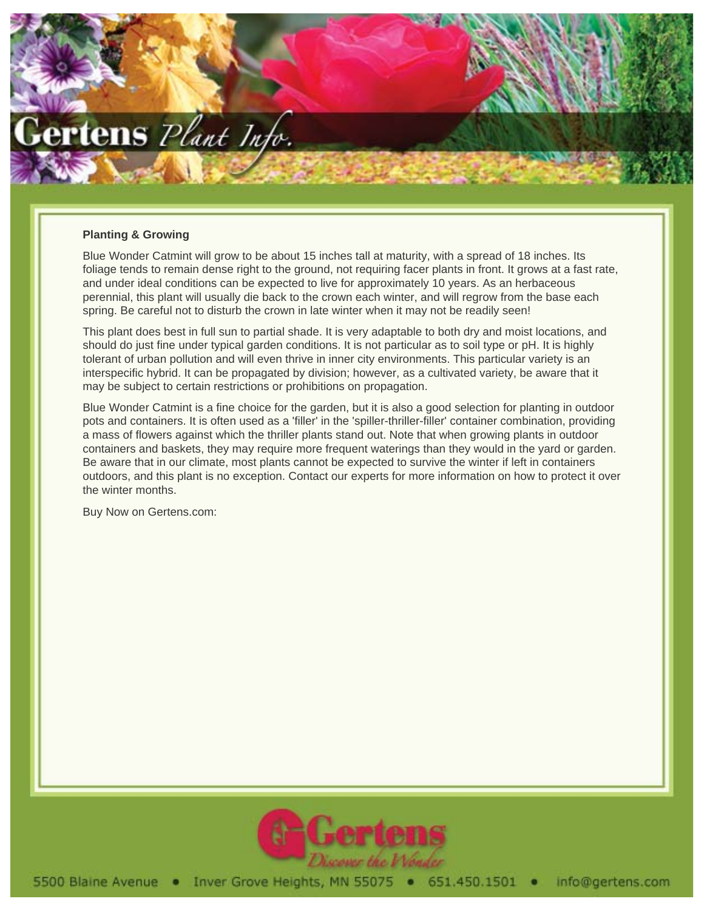### Planting & Growing

Blue Wonder Catmint will grow to be about 15 inches tall at maturity, with a spread of 18 inches. Its foliage tends to remain dense right to the ground, not requiring facer plants in front. It grows at a fast rate, and under ideal conditions can be expected to live for approximately 10 years. As an herbaceous perennial, this plant will usually die back to the crown each winter, and will regrow from the base each spring. Be careful not to disturb the crown in late winter when it may not be readily seen!

This plant does best in full sun to partial shade. It is very adaptable to both dry and moist locations, and should do just fine under typical garden conditions. It is not particular as to soil type or pH. It is highly tolerant of urban pollution and will even thrive in inner city environments. This particular variety is an interspecific hybrid. It can be propagated by division; however, as a cultivated variety, be aware that it may be subject to certain restrictions or prohibitions on propagation.

Blue Wonder Catmint is a fine choice for the garden, but it is also a good selection for planting in outdoor pots and containers. It is often used as a 'filler' in the 'spiller-thriller-filler' container combination, providing a mass of flowers against which the thriller plants stand out. Note that when growing plants in outdoor containers and baskets, they may require more frequent waterings than they would in the yard or garden. Be aware that in our climate, most plants cannot be expected to survive the winter if left in containers outdoors, and this plant is no exception. Contact our experts for more information on how to protect it over the winter months.

Buy Now on Gertens.com: